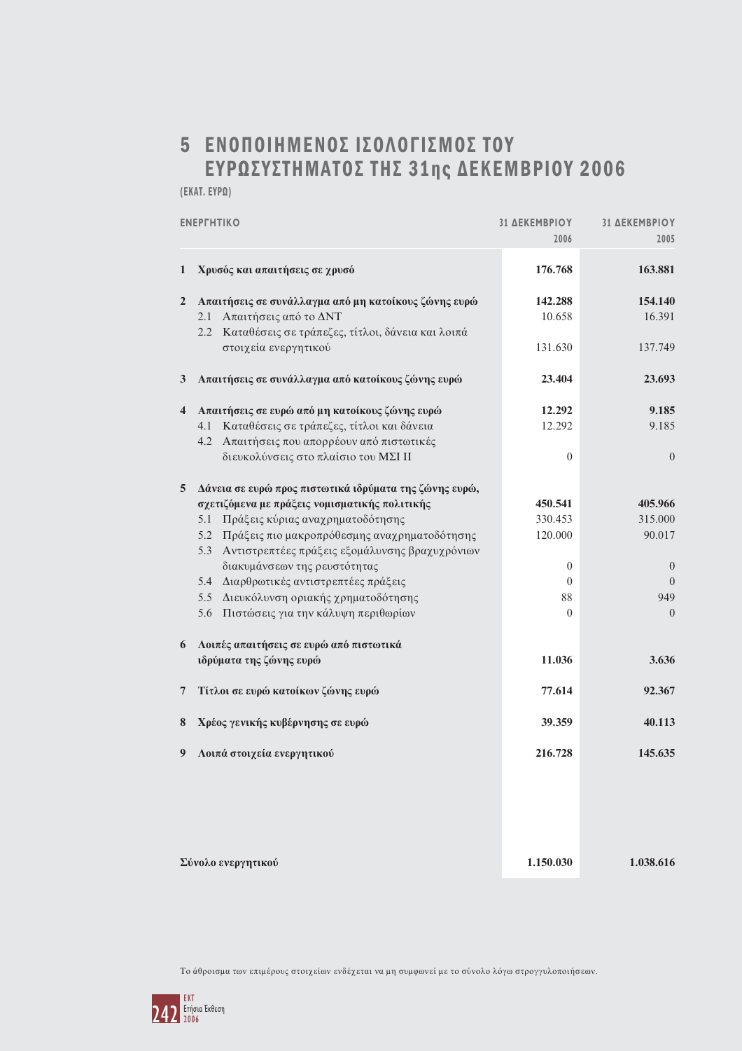# 5 ΕΝΟΠΟΙΗΜΕΝΟΣ ΙΣΟΛΟΓΙΣΜΟΣ ΤΟΥ ΕΥΡΩΣΥΣΤΗΜΑΤΟΣ ΤΗΣ 31ης ΔΕΚΕΜΒΡΙΟΥ 2006

(ΕΚΑΤ. ΕΥΡΩ)

| ΕΝΕΡΓΗΤΙΚΟ | 31 ΔΕΚΕΜΒΡΙΟΥ 2006 | 31 ΔΕΚΕΜΒΡΙΟΥ 2005 |
|---|---|---|
| **1 Χρυσός και απαιτήσεις σε χρυσό** | **176.768** | **163.881** |
| **2 Απαιτήσεις σε συνάλλαγμα από μη κατοίκους ζώνης ευρώ** | **142.288** | **154.140** |
| 2.1 Απαιτήσεις από το ΔΝΤ | 10.658 | 16.391 |
| 2.2 Καταθέσεις σε τράπεζες, τίτλοι, δάνεια και λοιπά στοιχεία ενεργητικού | 131.630 | 137.749 |
| **3 Απαιτήσεις σε συνάλλαγμα από κατοίκους ζώνης ευρώ** | **23.404** | **23.693** |
| **4 Απαιτήσεις σε ευρώ από μη κατοίκους ζώνης ευρώ** | **12.292** | **9.185** |
| 4.1 Καταθέσεις σε τράπεζες, τίτλοι και δάνεια | 12.292 | 9.185 |
| 4.2 Απαιτήσεις που απορρέουν από πιστωτικές διευκολύνσεις στο πλαίσιο του ΜΣΙ ΙΙ | 0 | 0 |
| **5 Δάνεια σε ευρώ προς πιστωτικά ιδρύματα της ζώνης ευρώ, σχετιζόμενα με πράξεις νομισματικής πολιτικής** | **450.541** | **405.966** |
| 5.1 Πράξεις κύριας αναχρηματοδότησης | 330.453 | 315.000 |
| 5.2 Πράξεις πιο μακροπρόθεσμης αναχρηματοδότησης | 120.000 | 90.017 |
| 5.3 Αντιστρεπτέες πράξεις εξομάλυνσης βραχυχρόνιων διακυμάνσεων της ρευστότητας | 0 | 0 |
| 5.4 Διαρθρωτικές αντιστρεπτέες πράξεις | 0 | 0 |
| 5.5 Διευκόλυνση οριακής χρηματοδότησης | 88 | 949 |
| 5.6 Πιστώσεις για την κάλυψη περιθωρίων | 0 | 0 |
| **6 Λοιπές απαιτήσεις σε ευρώ από πιστωτικά ιδρύματα της ζώνης ευρώ** | **11.036** | **3.636** |
| **7 Τίτλοι σε ευρώ κατοίκων ζώνης ευρώ** | **77.614** | **92.367** |
| **8 Χρέος γενικής κυβέρνησης σε ευρώ** | **39.359** | **40.113** |
| **9 Λοιπά στοιχεία ενεργητικού** | **216.728** | **145.635** |
| **Σύνολο ενεργητικού** | **1.150.030** | **1.038.616** |

Το άθροισμα των επιμέρους στοιχείων ενδέχεται να μη συμφωνεί με το σύνολο λόγω στρογγυλοποιήσεων.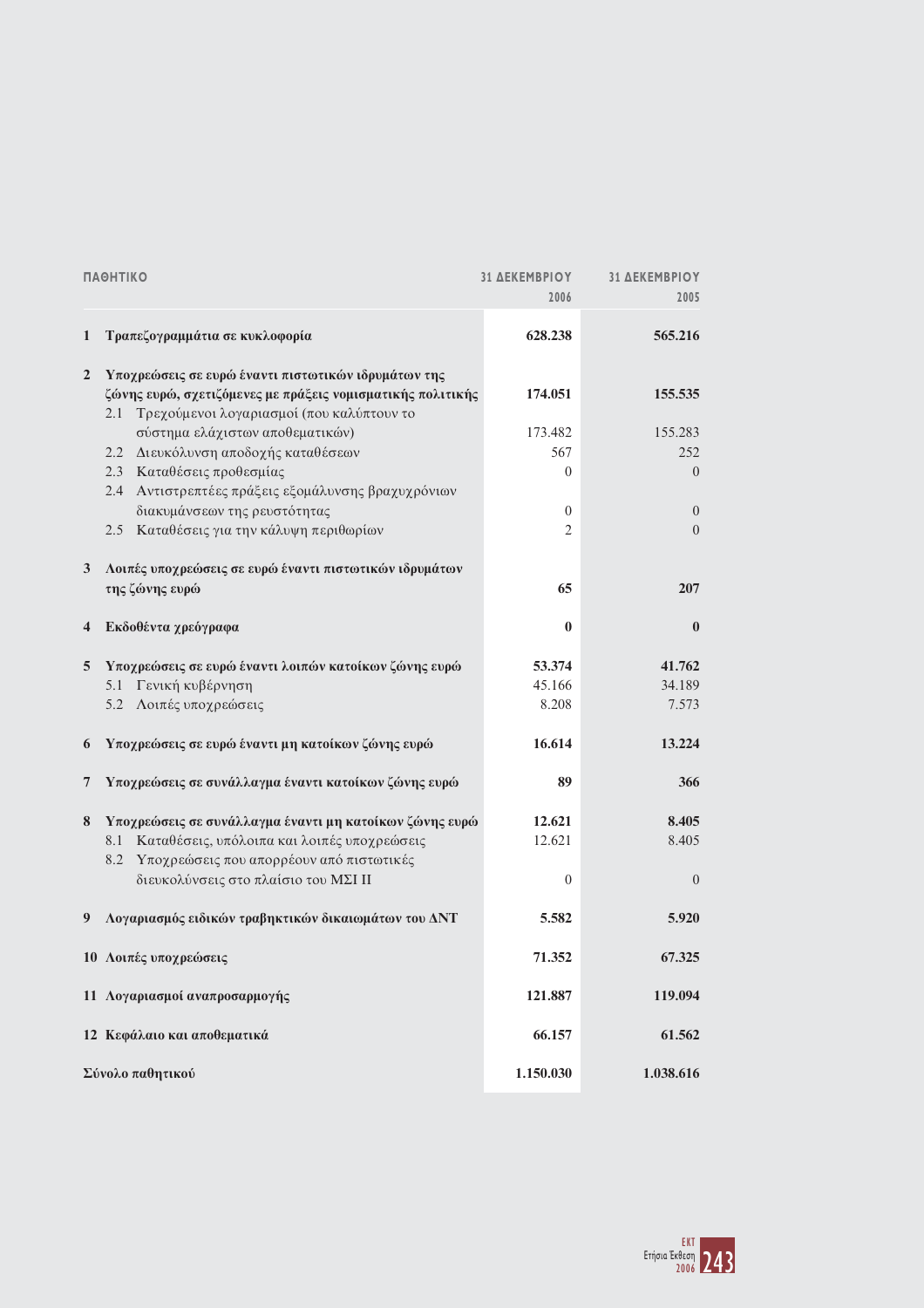| ΠΑΘΗΤΙΚΟ | 31 ΔΕΚΕΜΒΡΙΟΥ 2006 | 31 ΔΕΚΕΜΒΡΙΟΥ 2005 |
|---|---|---|
| **1 Τραπεζογραμμάτια σε κυκλοφορία** | **628.238** | **565.216** |
| **2 Υποχρεώσεις σε ευρώ έναντι πιστωτικών ιδρυμάτων της ζώνης ευρώ, σχετιζόμενες με πράξεις νομισματικής πολιτικής** | **174.051** | **155.535** |
| 2.1 Τρεχούμενοι λογαριασμοί (που καλύπτουν το σύστημα ελάχιστων αποθεματικών) | 173.482 | 155.283 |
| 2.2 Διευκόλυνση αποδοχής καταθέσεων | 567 | 252 |
| 2.3 Καταθέσεις προθεσμίας | 0 | 0 |
| 2.4 Αντιστρεπτέες πράξεις εξομάλυνσης βραχυχρόνιων διακυμάνσεων της ρευστότητας | 0 | 0 |
| 2.5 Καταθέσεις για την κάλυψη περιθωρίων | 2 | 0 |
| **3 Λοιπές υποχρεώσεις σε ευρώ έναντι πιστωτικών ιδρυμάτων της ζώνης ευρώ** | **65** | **207** |
| **4 Εκδοθέντα χρεόγραφα** | **0** | **0** |
| **5 Υποχρεώσεις σε ευρώ έναντι λοιπών κατοίκων ζώνης ευρώ** | **53.374** | **41.762** |
| 5.1 Γενική κυβέρνηση | 45.166 | 34.189 |
| 5.2 Λοιπές υποχρεώσεις | 8.208 | 7.573 |
| **6 Υποχρεώσεις σε ευρώ έναντι μη κατοίκων ζώνης ευρώ** | **16.614** | **13.224** |
| **7 Υποχρεώσεις σε συνάλλαγμα έναντι κατοίκων ζώνης ευρώ** | **89** | **366** |
| **8 Υποχρεώσεις σε συνάλλαγμα έναντι μη κατοίκων ζώνης ευρώ** | **12.621** | **8.405** |
| 8.1 Καταθέσεις, υπόλοιπα και λοιπές υποχρεώσεις | 12.621 | 8.405 |
| 8.2 Υποχρεώσεις που απορρέουν από πιστωτικές διευκολύνσεις στο πλαίσιο του ΜΣΙ ΙΙ | 0 | 0 |
| **9 Λογαριασμός ειδικών τραβηκτικών δικαιωμάτων του ΔΝΤ** | **5.582** | **5.920** |
| **10 Λοιπές υποχρεώσεις** | **71.352** | **67.325** |
| **11 Λογαριασμοί αναπροσαρμογής** | **121.887** | **119.094** |
| **12 Κεφάλαιο και αποθεματικά** | **66.157** | **61.562** |
| **Σύνολο παθητικού** | **1.150.030** | **1.038.616** |